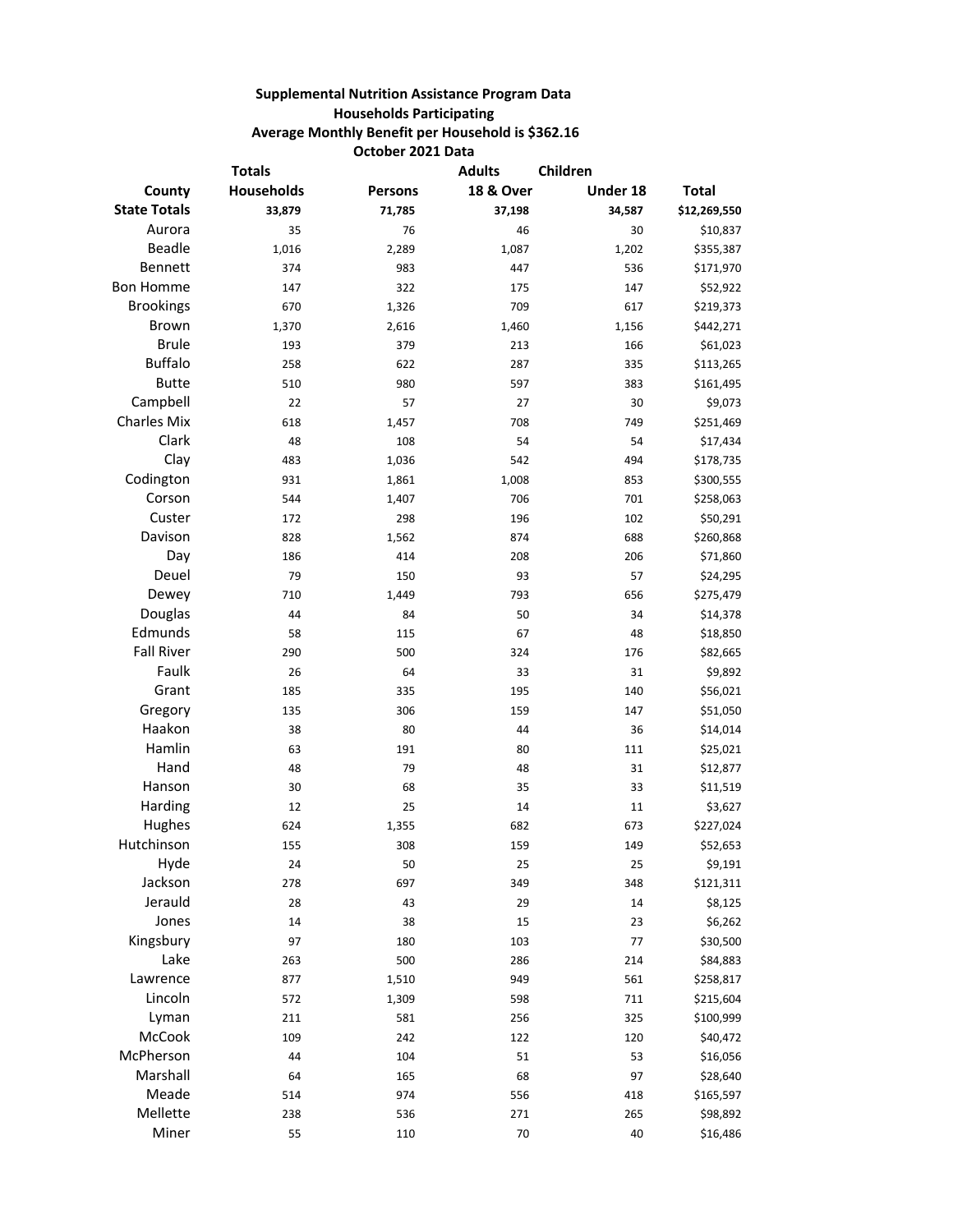**Supplemental Nutrition Assistance Program Data**

**Households Participating**

**Average Monthly Benefit per Household is $362.16**

**October 2021 Data**

| | Totals | | Adults | Children | |
|---|---|---|---|---|---|
| **County** | **Households** | **Persons** | **18 & Over** | **Under 18** | **Total** |
| **State Totals** | **33,879** | **71,785** | **37,198** | **34,587** | **$12,269,550** |
| Aurora | 35 | 76 | 46 | 30 | $10,837 |
| Beadle | 1,016 | 2,289 | 1,087 | 1,202 | $355,387 |
| Bennett | 374 | 983 | 447 | 536 | $171,970 |
| Bon Homme | 147 | 322 | 175 | 147 | $52,922 |
| Brookings | 670 | 1,326 | 709 | 617 | $219,373 |
| Brown | 1,370 | 2,616 | 1,460 | 1,156 | $442,271 |
| Brule | 193 | 379 | 213 | 166 | $61,023 |
| Buffalo | 258 | 622 | 287 | 335 | $113,265 |
| Butte | 510 | 980 | 597 | 383 | $161,495 |
| Campbell | 22 | 57 | 27 | 30 | $9,073 |
| Charles Mix | 618 | 1,457 | 708 | 749 | $251,469 |
| Clark | 48 | 108 | 54 | 54 | $17,434 |
| Clay | 483 | 1,036 | 542 | 494 | $178,735 |
| Codington | 931 | 1,861 | 1,008 | 853 | $300,555 |
| Corson | 544 | 1,407 | 706 | 701 | $258,063 |
| Custer | 172 | 298 | 196 | 102 | $50,291 |
| Davison | 828 | 1,562 | 874 | 688 | $260,868 |
| Day | 186 | 414 | 208 | 206 | $71,860 |
| Deuel | 79 | 150 | 93 | 57 | $24,295 |
| Dewey | 710 | 1,449 | 793 | 656 | $275,479 |
| Douglas | 44 | 84 | 50 | 34 | $14,378 |
| Edmunds | 58 | 115 | 67 | 48 | $18,850 |
| Fall River | 290 | 500 | 324 | 176 | $82,665 |
| Faulk | 26 | 64 | 33 | 31 | $9,892 |
| Grant | 185 | 335 | 195 | 140 | $56,021 |
| Gregory | 135 | 306 | 159 | 147 | $51,050 |
| Haakon | 38 | 80 | 44 | 36 | $14,014 |
| Hamlin | 63 | 191 | 80 | 111 | $25,021 |
| Hand | 48 | 79 | 48 | 31 | $12,877 |
| Hanson | 30 | 68 | 35 | 33 | $11,519 |
| Harding | 12 | 25 | 14 | 11 | $3,627 |
| Hughes | 624 | 1,355 | 682 | 673 | $227,024 |
| Hutchinson | 155 | 308 | 159 | 149 | $52,653 |
| Hyde | 24 | 50 | 25 | 25 | $9,191 |
| Jackson | 278 | 697 | 349 | 348 | $121,311 |
| Jerauld | 28 | 43 | 29 | 14 | $8,125 |
| Jones | 14 | 38 | 15 | 23 | $6,262 |
| Kingsbury | 97 | 180 | 103 | 77 | $30,500 |
| Lake | 263 | 500 | 286 | 214 | $84,883 |
| Lawrence | 877 | 1,510 | 949 | 561 | $258,817 |
| Lincoln | 572 | 1,309 | 598 | 711 | $215,604 |
| Lyman | 211 | 581 | 256 | 325 | $100,999 |
| McCook | 109 | 242 | 122 | 120 | $40,472 |
| McPherson | 44 | 104 | 51 | 53 | $16,056 |
| Marshall | 64 | 165 | 68 | 97 | $28,640 |
| Meade | 514 | 974 | 556 | 418 | $165,597 |
| Mellette | 238 | 536 | 271 | 265 | $98,892 |
| Miner | 55 | 110 | 70 | 40 | $16,486 |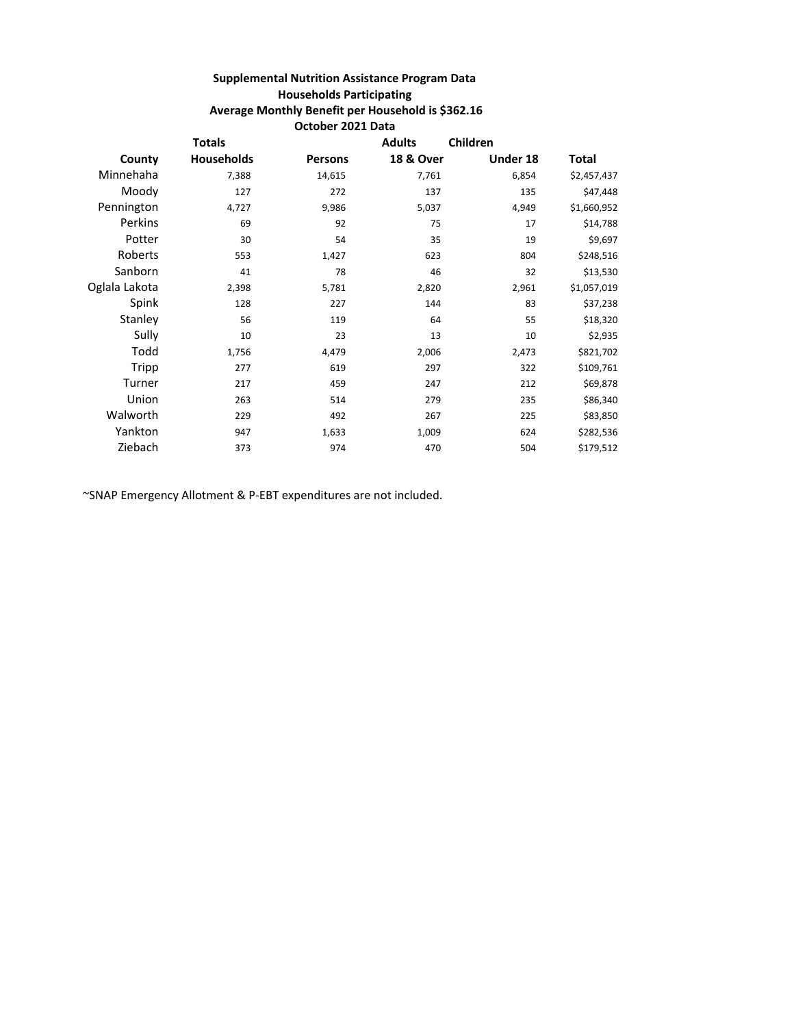**Supplemental Nutrition Assistance Program Data**
**Households Participating**
**Average Monthly Benefit per Household is $362.16**
**October 2021 Data**

| County | Totals Households | Persons | Adults 18 & Over | Children Under 18 | Total |
|---|---|---|---|---|---|
| Minnehaha | 7,388 | 14,615 | 7,761 | 6,854 | $2,457,437 |
| Moody | 127 | 272 | 137 | 135 | $47,448 |
| Pennington | 4,727 | 9,986 | 5,037 | 4,949 | $1,660,952 |
| Perkins | 69 | 92 | 75 | 17 | $14,788 |
| Potter | 30 | 54 | 35 | 19 | $9,697 |
| Roberts | 553 | 1,427 | 623 | 804 | $248,516 |
| Sanborn | 41 | 78 | 46 | 32 | $13,530 |
| Oglala Lakota | 2,398 | 5,781 | 2,820 | 2,961 | $1,057,019 |
| Spink | 128 | 227 | 144 | 83 | $37,238 |
| Stanley | 56 | 119 | 64 | 55 | $18,320 |
| Sully | 10 | 23 | 13 | 10 | $2,935 |
| Todd | 1,756 | 4,479 | 2,006 | 2,473 | $821,702 |
| Tripp | 277 | 619 | 297 | 322 | $109,761 |
| Turner | 217 | 459 | 247 | 212 | $69,878 |
| Union | 263 | 514 | 279 | 235 | $86,340 |
| Walworth | 229 | 492 | 267 | 225 | $83,850 |
| Yankton | 947 | 1,633 | 1,009 | 624 | $282,536 |
| Ziebach | 373 | 974 | 470 | 504 | $179,512 |

~SNAP Emergency Allotment & P-EBT expenditures are not included.